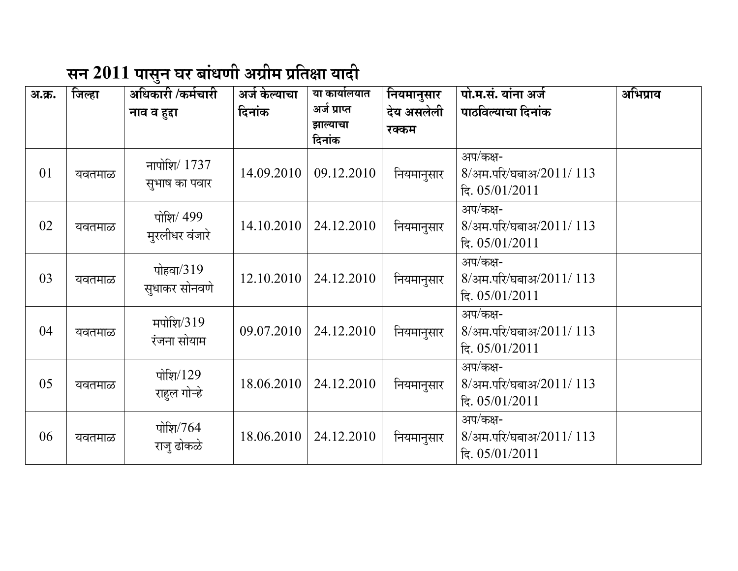# सन 2011 पासुन घर बांधणी अग्रीम प्रतिक्षा यादी

| अ.क्र. | जिल्हा | अधिकारी /कर्मचारी नाव व हुद्दा | अर्ज केल्याचा दिनांक | या कार्यालयात अर्ज प्राप्त झाल्याचा दिनांक | नियमानुसार देय असलेली रक्कम | पो.म.सं. यांना अर्ज पाठविल्याचा दिनांक | अभिप्राय |
|---|---|---|---|---|---|---|---|
| 01 | यवतमाळ | नापोशि/ 1737 सुभाष का पवार | 14.09.2010 | 09.12.2010 | नियमानुसार | अप/कक्ष-8/अम.परि/घबाअ/2011/ 113 दि. 05/01/2011 | |
| 02 | यवतमाळ | पोशि/ 499 मुरलीधर वंजारे | 14.10.2010 | 24.12.2010 | नियमानुसार | अप/कक्ष-8/अम.परि/घबाअ/2011/ 113 दि. 05/01/2011 | |
| 03 | यवतमाळ | पोहवा/319 सुधाकर सोनवणे | 12.10.2010 | 24.12.2010 | नियमानुसार | अप/कक्ष-8/अम.परि/घबाअ/2011/ 113 दि. 05/01/2011 | |
| 04 | यवतमाळ | मपोशि/319 रंजना सोयाम | 09.07.2010 | 24.12.2010 | नियमानुसार | अप/कक्ष-8/अम.परि/घबाअ/2011/ 113 दि. 05/01/2011 | |
| 05 | यवतमाळ | पोशि/129 राहुल गोऱ्हे | 18.06.2010 | 24.12.2010 | नियमानुसार | अप/कक्ष-8/अम.परि/घबाअ/2011/ 113 दि. 05/01/2011 | |
| 06 | यवतमाळ | पोशि/764 राजु ढोकळे | 18.06.2010 | 24.12.2010 | नियमानुसार | अप/कक्ष-8/अम.परि/घबाअ/2011/ 113 दि. 05/01/2011 | |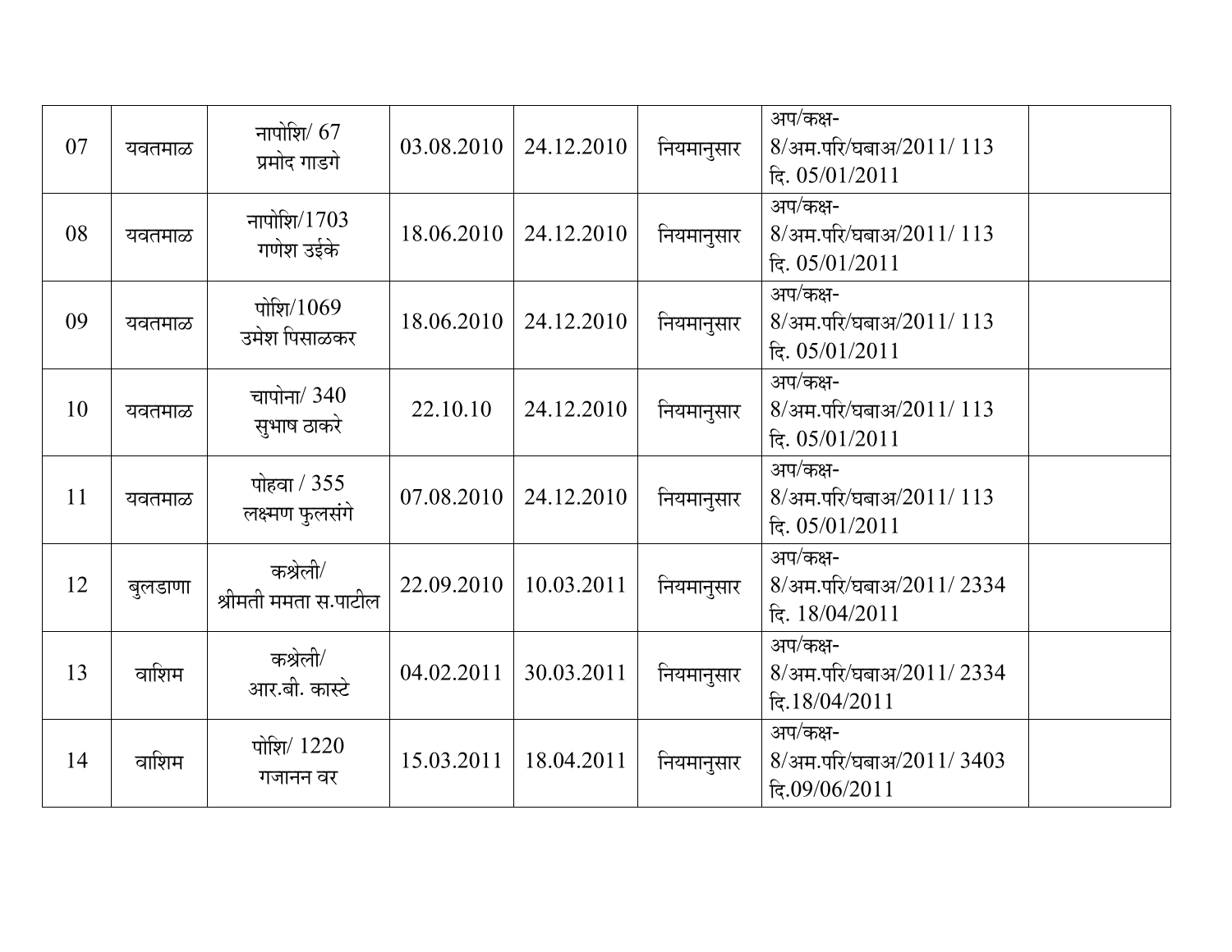| 07 | यवतमाळ | नापोशि/ 67 प्रमोद गाडगे | 03.08.2010 | 24.12.2010 | नियमानुसार | अप/कक्ष-8/अम.परि/घबाअ/2011/ 113 दि. 05/01/2011 | |
|---|---|---|---|---|---|---|---|
| 08 | यवतमाळ | नापोशि/1703 गणेश उईके | 18.06.2010 | 24.12.2010 | नियमानुसार | अप/कक्ष-8/अम.परि/घबाअ/2011/ 113 दि. 05/01/2011 | |
| 09 | यवतमाळ | पोशि/1069 उमेश पिसाळकर | 18.06.2010 | 24.12.2010 | नियमानुसार | अप/कक्ष-8/अम.परि/घबाअ/2011/ 113 दि. 05/01/2011 | |
| 10 | यवतमाळ | चापोना/ 340 सुभाष ठाकरे | 22.10.10 | 24.12.2010 | नियमानुसार | अप/कक्ष-8/अम.परि/घबाअ/2011/ 113 दि. 05/01/2011 | |
| 11 | यवतमाळ | पोहवा / 355 लक्ष्मण फुलसंगे | 07.08.2010 | 24.12.2010 | नियमानुसार | अप/कक्ष-8/अम.परि/घबाअ/2011/ 113 दि. 05/01/2011 | |
| 12 | बुलडाणा | कश्रेली/ श्रीमती ममता स.पाटील | 22.09.2010 | 10.03.2011 | नियमानुसार | अप/कक्ष-8/अम.परि/घबाअ/2011/ 2334 दि. 18/04/2011 | |
| 13 | वाशिम | कश्रेली/ आर.बी. कास्टे | 04.02.2011 | 30.03.2011 | नियमानुसार | अप/कक्ष-8/अम.परि/घबाअ/2011/ 2334 दि.18/04/2011 | |
| 14 | वाशिम | पोशि/ 1220 गजानन वर | 15.03.2011 | 18.04.2011 | नियमानुसार | अप/कक्ष-8/अम.परि/घबाअ/2011/ 3403 दि.09/06/2011 | |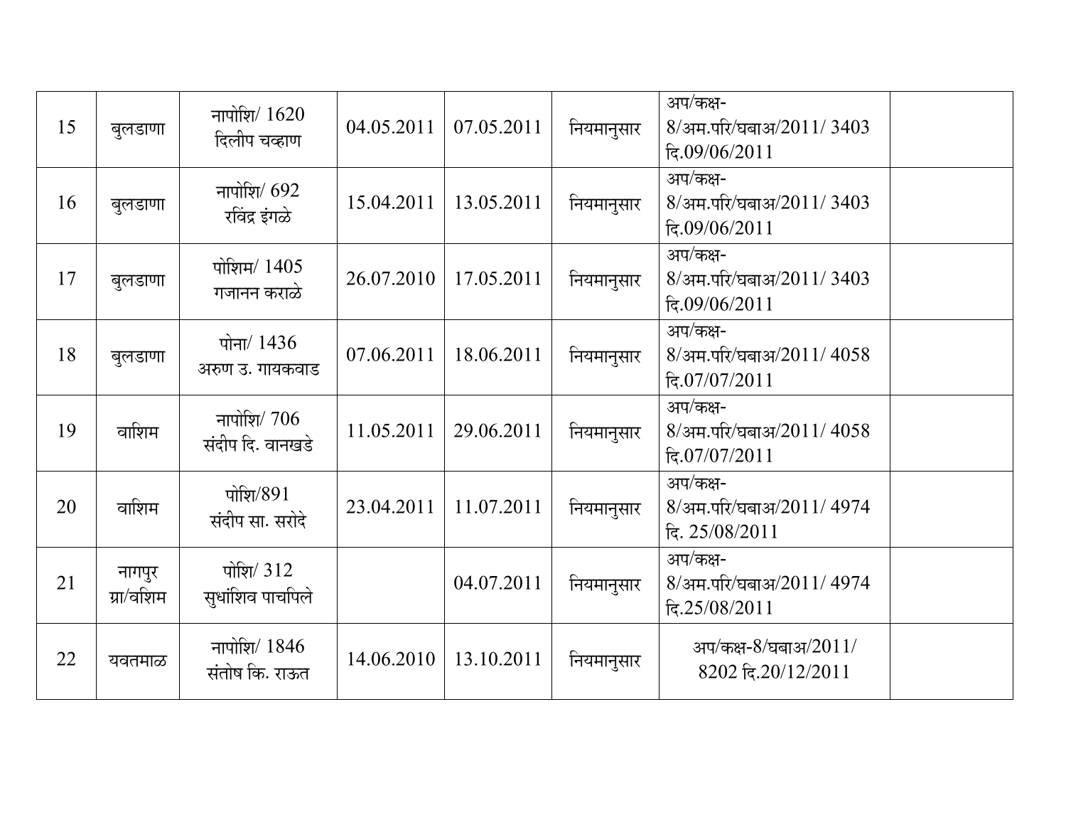| | | | | | | | |
|---|---|---|---|---|---|---|---|
| 15 | बुलडाणा | नापोशि/ 1620 दिलीप चव्हाण | 04.05.2011 | 07.05.2011 | नियमानुसार | अप/कक्ष-8/अम.परि/घबाअ/2011/ 3403 दि.09/06/2011 | |
| 16 | बुलडाणा | नापोशि/ 692 रविंद्र इंगळे | 15.04.2011 | 13.05.2011 | नियमानुसार | अप/कक्ष-8/अम.परि/घबाअ/2011/ 3403 दि.09/06/2011 | |
| 17 | बुलडाणा | पोशिम/ 1405 गजानन कराळे | 26.07.2010 | 17.05.2011 | नियमानुसार | अप/कक्ष-8/अम.परि/घबाअ/2011/ 3403 दि.09/06/2011 | |
| 18 | बुलडाणा | पोना/ 1436 अरुण उ. गायकवाड | 07.06.2011 | 18.06.2011 | नियमानुसार | अप/कक्ष-8/अम.परि/घबाअ/2011/ 4058 दि.07/07/2011 | |
| 19 | वाशिम | नापोशि/ 706 संदीप दि. वानखडे | 11.05.2011 | 29.06.2011 | नियमानुसार | अप/कक्ष-8/अम.परि/घबाअ/2011/ 4058 दि.07/07/2011 | |
| 20 | वाशिम | पोशि/891 संदीप सा. सरोदे | 23.04.2011 | 11.07.2011 | नियमानुसार | अप/कक्ष-8/अम.परि/घबाअ/2011/ 4974 दि. 25/08/2011 | |
| 21 | नागपुर ग्रा/वशिम | पोशि/ 312 सुधांशिव पाचपिले | | 04.07.2011 | नियमानुसार | अप/कक्ष-8/अम.परि/घबाअ/2011/ 4974 दि.25/08/2011 | |
| 22 | यवतमाळ | नापोशि/ 1846 संतोष कि. राऊत | 14.06.2010 | 13.10.2011 | नियमानुसार | अप/कक्ष-8/घबाअ/2011/ 8202 दि.20/12/2011 | |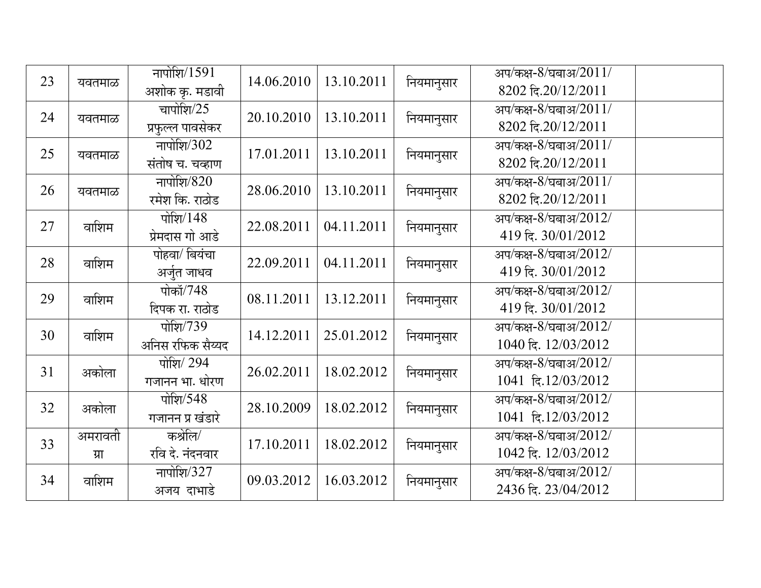| 23 | यवतमाळ | नापोशि/1591 अशोक कृ. मडावी | 14.06.2010 | 13.10.2011 | नियमानुसार | अप/कक्ष-8/घबाअ/2011/ 8202 दि.20/12/2011 | |
|---|---|---|---|---|---|---|---|
| 24 | यवतमाळ | चापोशि/25 प्रफुल्ल पावसेकर | 20.10.2010 | 13.10.2011 | नियमानुसार | अप/कक्ष-8/घबाअ/2011/ 8202 दि.20/12/2011 | |
| 25 | यवतमाळ | नापोशि/302 संतोष च. चव्हाण | 17.01.2011 | 13.10.2011 | नियमानुसार | अप/कक्ष-8/घबाअ/2011/ 8202 दि.20/12/2011 | |
| 26 | यवतमाळ | नापोशि/820 रमेश कि. राठोड | 28.06.2010 | 13.10.2011 | नियमानुसार | अप/कक्ष-8/घबाअ/2011/ 8202 दि.20/12/2011 | |
| 27 | वाशिम | पोशि/148 प्रेमदास गो आडे | 22.08.2011 | 04.11.2011 | नियमानुसार | अप/कक्ष-8/घबाअ/2012/ 419 दि. 30/01/2012 | |
| 28 | वाशिम | पोहवा/ बियंचा अर्जुत जाधव | 22.09.2011 | 04.11.2011 | नियमानुसार | अप/कक्ष-8/घबाअ/2012/ 419 दि. 30/01/2012 | |
| 29 | वाशिम | पोकॉ/748 दिपक रा. राठोड | 08.11.2011 | 13.12.2011 | नियमानुसार | अप/कक्ष-8/घबाअ/2012/ 419 दि. 30/01/2012 | |
| 30 | वाशिम | पोशि/739 अनिस रफिक सैय्यद | 14.12.2011 | 25.01.2012 | नियमानुसार | अप/कक्ष-8/घबाअ/2012/ 1040 दि. 12/03/2012 | |
| 31 | अकोला | पोशि/ 294 गजानन भा. धोरण | 26.02.2011 | 18.02.2012 | नियमानुसार | अप/कक्ष-8/घबाअ/2012/ 1041 दि.12/03/2012 | |
| 32 | अकोला | पोशि/548 गजानन प्र खंडारे | 28.10.2009 | 18.02.2012 | नियमानुसार | अप/कक्ष-8/घबाअ/2012/ 1041 दि.12/03/2012 | |
| 33 | अमरावती ग्रा | कश्रेलि/ रवि दे. नंदनवार | 17.10.2011 | 18.02.2012 | नियमानुसार | अप/कक्ष-8/घबाअ/2012/ 1042 दि. 12/03/2012 | |
| 34 | वाशिम | नापोशि/327 अजय दाभाडे | 09.03.2012 | 16.03.2012 | नियमानुसार | अप/कक्ष-8/घबाअ/2012/ 2436 दि. 23/04/2012 | |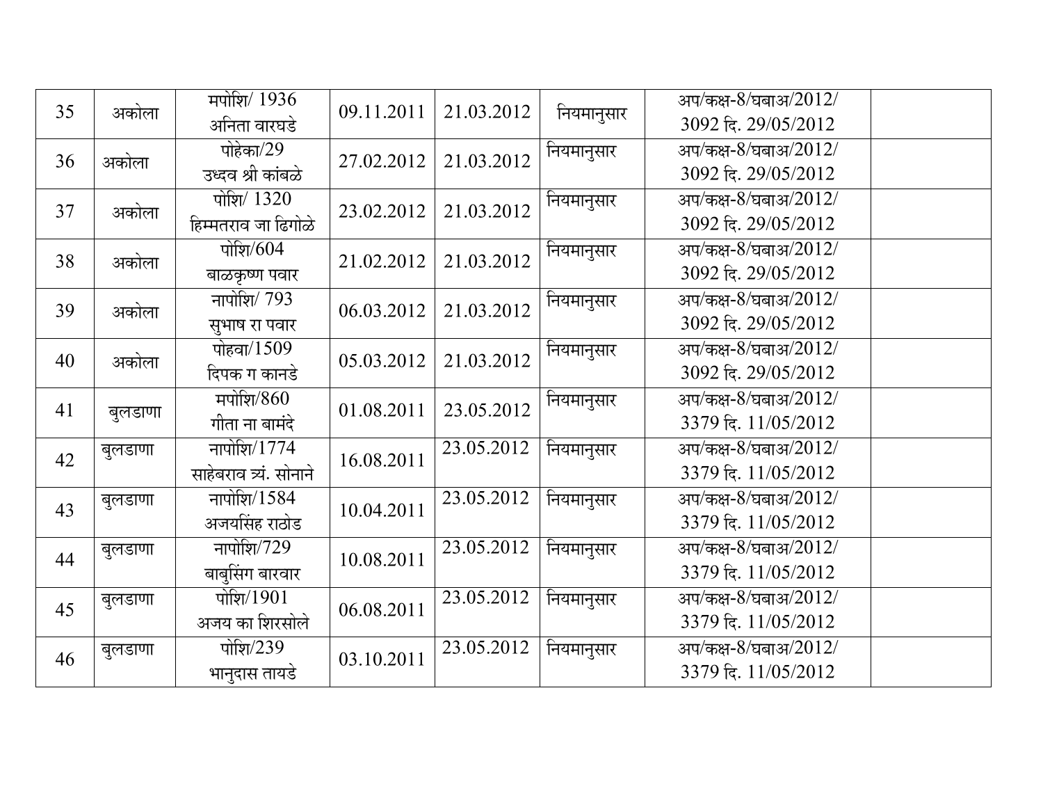| | | | | | | | |
|---|---|---|---|---|---|---|---|
| 35 | अकोला | मपोशि/ 1936 अनिता वारघडे | 09.11.2011 | 21.03.2012 | नियमानुसार | अप/कक्ष-8/घबाअ/2012/ 3092 दि. 29/05/2012 | |
| 36 | अकोला | पोहेका/29 उध्दव श्री कांबळे | 27.02.2012 | 21.03.2012 | नियमानुसार | अप/कक्ष-8/घबाअ/2012/ 3092 दि. 29/05/2012 | |
| 37 | अकोला | पोशि/ 1320 हिम्मतराव जा ढिगोळे | 23.02.2012 | 21.03.2012 | नियमानुसार | अप/कक्ष-8/घबाअ/2012/ 3092 दि. 29/05/2012 | |
| 38 | अकोला | पोशि/604 बाळकृष्ण पवार | 21.02.2012 | 21.03.2012 | नियमानुसार | अप/कक्ष-8/घबाअ/2012/ 3092 दि. 29/05/2012 | |
| 39 | अकोला | नापोशि/ 793 सुभाष रा पवार | 06.03.2012 | 21.03.2012 | नियमानुसार | अप/कक्ष-8/घबाअ/2012/ 3092 दि. 29/05/2012 | |
| 40 | अकोला | पोहवा/1509 दिपक ग कानडे | 05.03.2012 | 21.03.2012 | नियमानुसार | अप/कक्ष-8/घबाअ/2012/ 3092 दि. 29/05/2012 | |
| 41 | बुलडाणा | मपोशि/860 गीता ना बामंदे | 01.08.2011 | 23.05.2012 | नियमानुसार | अप/कक्ष-8/घबाअ/2012/ 3379 दि. 11/05/2012 | |
| 42 | बुलडाणा | नापोशि/1774 साहेबराव त्र्यं. सोनाने | 16.08.2011 | 23.05.2012 | नियमानुसार | अप/कक्ष-8/घबाअ/2012/ 3379 दि. 11/05/2012 | |
| 43 | बुलडाणा | नापोशि/1584 अजयसिंह राठोड | 10.04.2011 | 23.05.2012 | नियमानुसार | अप/कक्ष-8/घबाअ/2012/ 3379 दि. 11/05/2012 | |
| 44 | बुलडाणा | नापोशि/729 बाबुसिंग बारवार | 10.08.2011 | 23.05.2012 | नियमानुसार | अप/कक्ष-8/घबाअ/2012/ 3379 दि. 11/05/2012 | |
| 45 | बुलडाणा | पोशि/1901 अजय का शिरसोले | 06.08.2011 | 23.05.2012 | नियमानुसार | अप/कक्ष-8/घबाअ/2012/ 3379 दि. 11/05/2012 | |
| 46 | बुलडाणा | पोशि/239 भानुदास तायडे | 03.10.2011 | 23.05.2012 | नियमानुसार | अप/कक्ष-8/घबाअ/2012/ 3379 दि. 11/05/2012 | |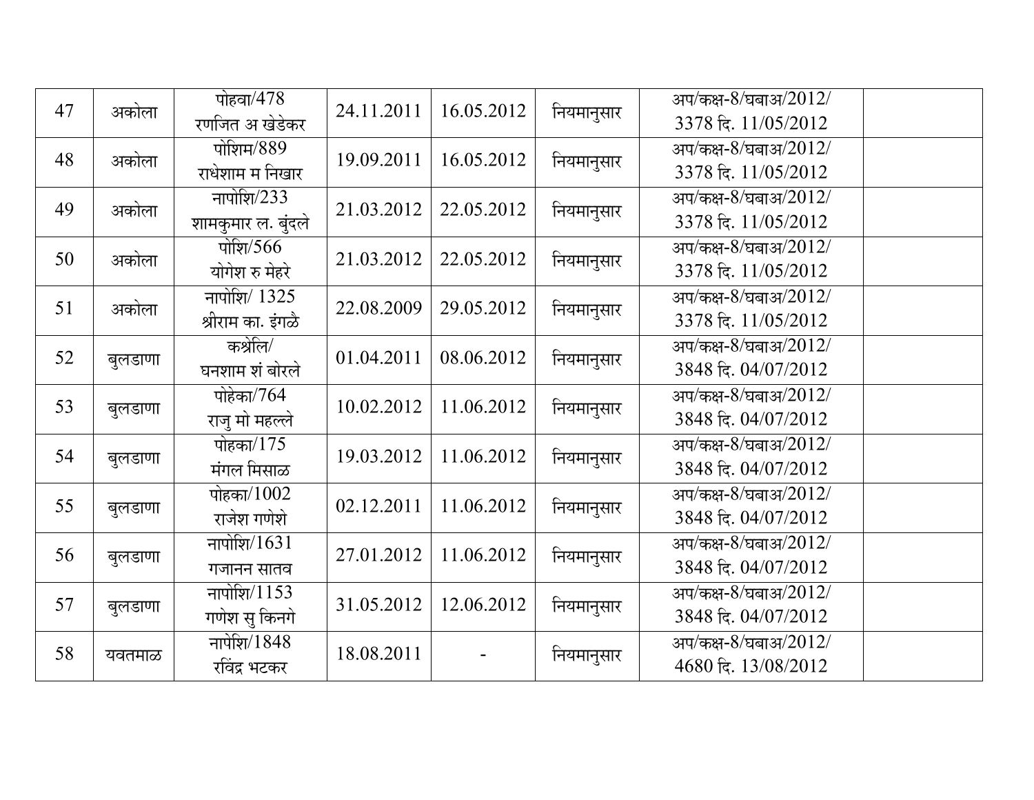| 47 | अकोला | पोहवा/478 रणजित अ खेडेकर | 24.11.2011 | 16.05.2012 | नियमानुसार | अप/कक्ष-8/घबाअ/2012/ 3378 दि. 11/05/2012 | |
|---|---|---|---|---|---|---|---|
| 48 | अकोला | पोशिम/889 राधेशाम म निखार | 19.09.2011 | 16.05.2012 | नियमानुसार | अप/कक्ष-8/घबाअ/2012/ 3378 दि. 11/05/2012 | |
| 49 | अकोला | नापोशि/233 शामकुमार ल. बुंदले | 21.03.2012 | 22.05.2012 | नियमानुसार | अप/कक्ष-8/घबाअ/2012/ 3378 दि. 11/05/2012 | |
| 50 | अकोला | पोशि/566 योगेश रु मेहरे | 21.03.2012 | 22.05.2012 | नियमानुसार | अप/कक्ष-8/घबाअ/2012/ 3378 दि. 11/05/2012 | |
| 51 | अकोला | नापोशि/ 1325 श्रीराम का. इंगळे | 22.08.2009 | 29.05.2012 | नियमानुसार | अप/कक्ष-8/घबाअ/2012/ 3378 दि. 11/05/2012 | |
| 52 | बुलडाणा | कश्रेलि/ घनशाम शं बोरले | 01.04.2011 | 08.06.2012 | नियमानुसार | अप/कक्ष-8/घबाअ/2012/ 3848 दि. 04/07/2012 | |
| 53 | बुलडाणा | पोहेका/764 राजु मो महल्ले | 10.02.2012 | 11.06.2012 | नियमानुसार | अप/कक्ष-8/घबाअ/2012/ 3848 दि. 04/07/2012 | |
| 54 | बुलडाणा | पोहका/175 मंगल मिसाळ | 19.03.2012 | 11.06.2012 | नियमानुसार | अप/कक्ष-8/घबाअ/2012/ 3848 दि. 04/07/2012 | |
| 55 | बुलडाणा | पोहका/1002 राजेश गणेशे | 02.12.2011 | 11.06.2012 | नियमानुसार | अप/कक्ष-8/घबाअ/2012/ 3848 दि. 04/07/2012 | |
| 56 | बुलडाणा | नापोशि/1631 गजानन सातव | 27.01.2012 | 11.06.2012 | नियमानुसार | अप/कक्ष-8/घबाअ/2012/ 3848 दि. 04/07/2012 | |
| 57 | बुलडाणा | नापोशि/1153 गणेश सु किनगे | 31.05.2012 | 12.06.2012 | नियमानुसार | अप/कक्ष-8/घबाअ/2012/ 3848 दि. 04/07/2012 | |
| 58 | यवतमाळ | नापेशि/1848 रविंद्र भटकर | 18.08.2011 | - | नियमानुसार | अप/कक्ष-8/घबाअ/2012/ 4680 दि. 13/08/2012 | |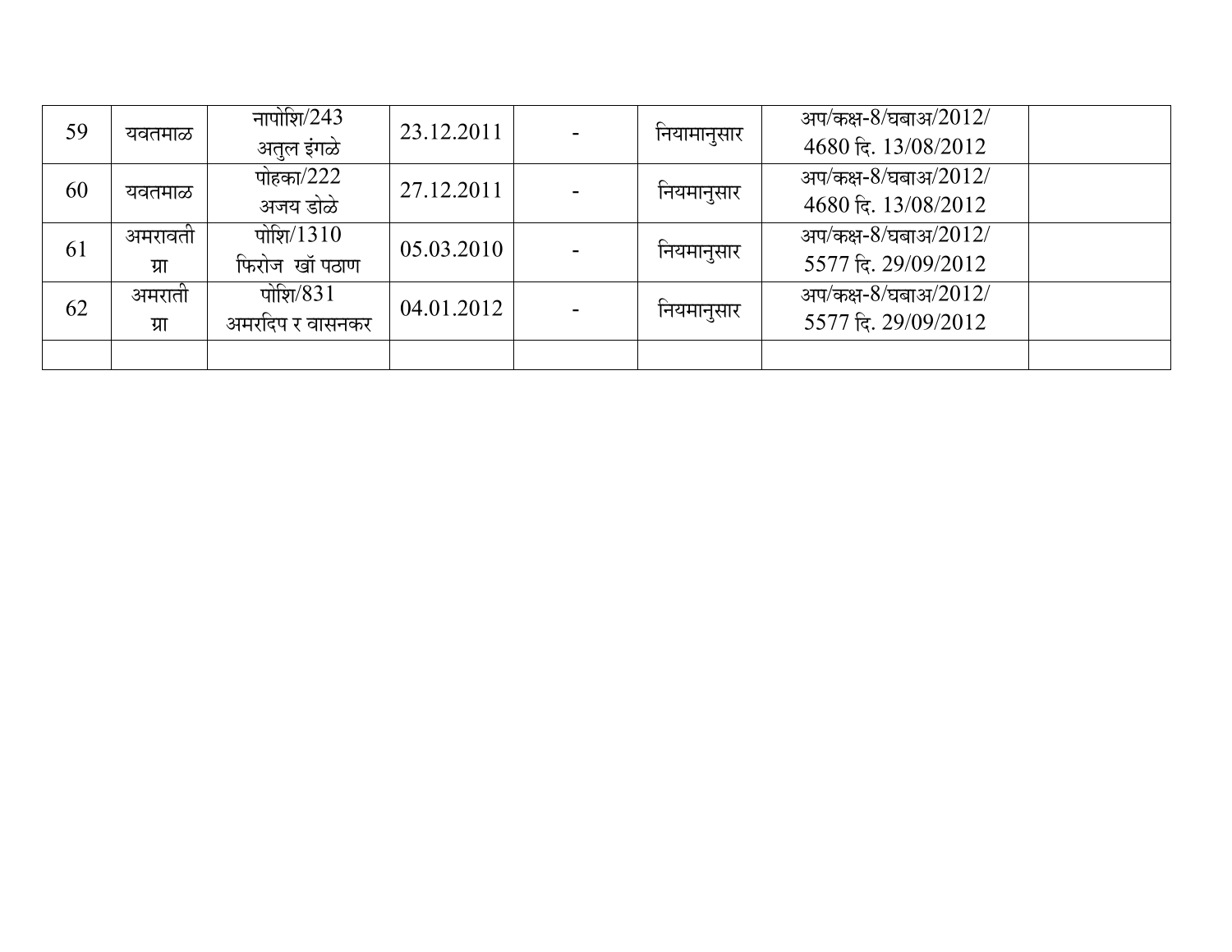| | | | | | | | |
|---|---|---|---|---|---|---|---|
| 59 | यवतमाळ | नापोशि/243 अतुल इंगळे | 23.12.2011 | - | नियामानुसार | अप/कक्ष-8/घबाअ/2012/ 4680 दि. 13/08/2012 | |
| 60 | यवतमाळ | पोहका/222 अजय डोळे | 27.12.2011 | - | नियमानुसार | अप/कक्ष-8/घबाअ/2012/ 4680 दि. 13/08/2012 | |
| 61 | अमरावती ग्रा | पोशि/1310 फिरोज  खॉ पठाण | 05.03.2010 | - | नियमानुसार | अप/कक्ष-8/घबाअ/2012/ 5577 दि. 29/09/2012 | |
| 62 | अमराती ग्रा | पोशि/831 अमरदिप र वासनकर | 04.01.2012 | - | नियमानुसार | अप/कक्ष-8/घबाअ/2012/ 5577 दि. 29/09/2012 | |
| | | | | | | | |